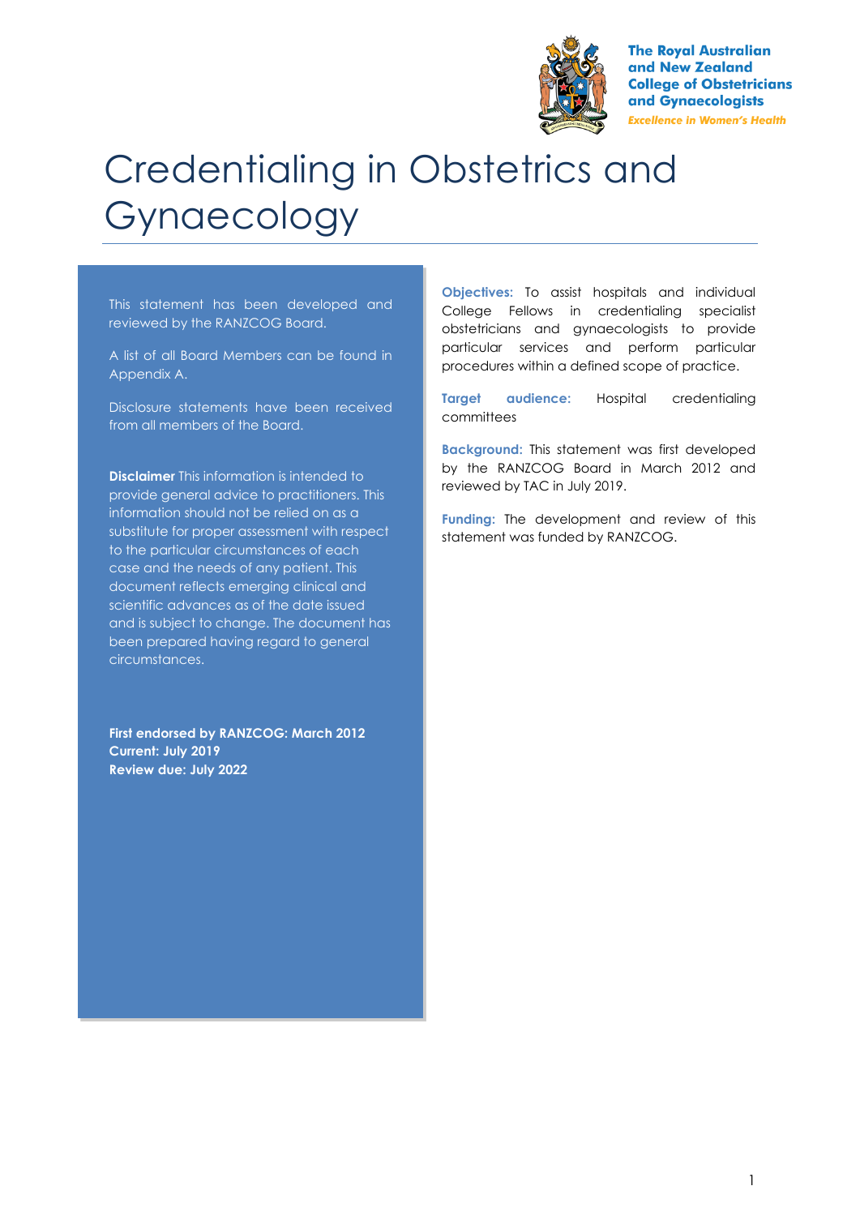The Royal Australian and New Zealand College of Obstetricians and Gynaecologists

*Excellence in Women's Health*

# Credentialing in Obstetrics and Gynaecology

This statement has been developed and reviewed by the RANZCOG Board.

A list of all Board Members can be found in Appendix A.

Disclosure statements have been received from all members of the Board.

**Disclaimer** This information is intended to provide general advice to practitioners. This information should not be relied on as a substitute for proper assessment with respect to the particular circumstances of each case and the needs of any patient. This document reflects emerging clinical and scientific advances as of the date issued and is subject to change. The document has been prepared having regard to general circumstances.

**First endorsed by RANZCOG: March 2012**
**Current: July 2019**
**Review due: July 2022**

**Objectives:** To assist hospitals and individual College Fellows in credentialing specialist obstetricians and gynaecologists to provide particular services and perform particular procedures within a defined scope of practice.

**Target audience:** Hospital credentialing committees

**Background:** This statement was first developed by the RANZCOG Board in March 2012 and reviewed by TAC in July 2019.

**Funding:** The development and review of this statement was funded by RANZCOG.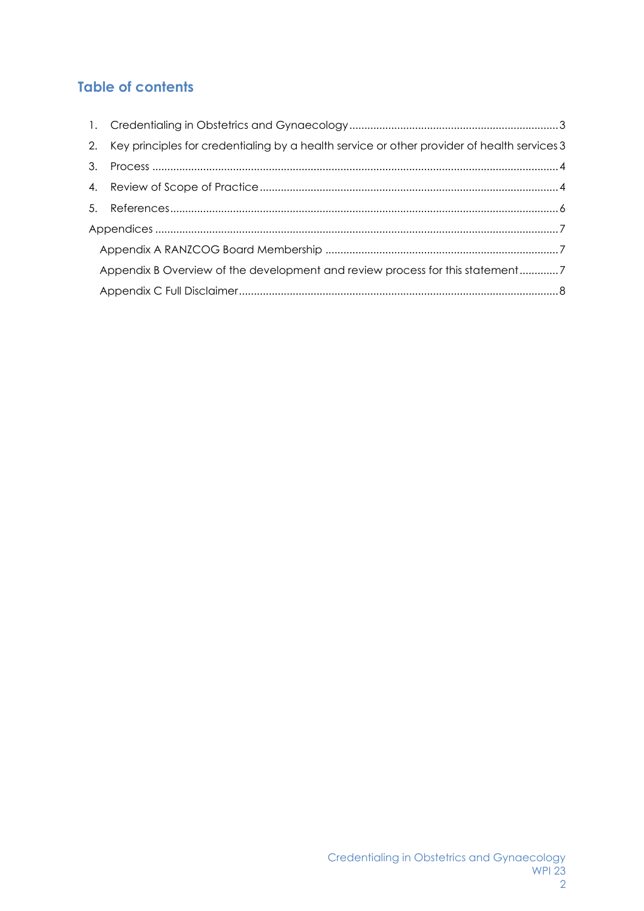## Table of contents

1. Credentialing in Obstetrics and Gynaecology ..... 3
2. Key principles for credentialing by a health service or other provider of health services 3
3. Process ..... 4
4. Review of Scope of Practice ..... 4
5. References ..... 6

Appendices ..... 7

- Appendix A RANZCOG Board Membership ..... 7
- Appendix B Overview of the development and review process for this statement ..... 7
- Appendix C Full Disclaimer ..... 8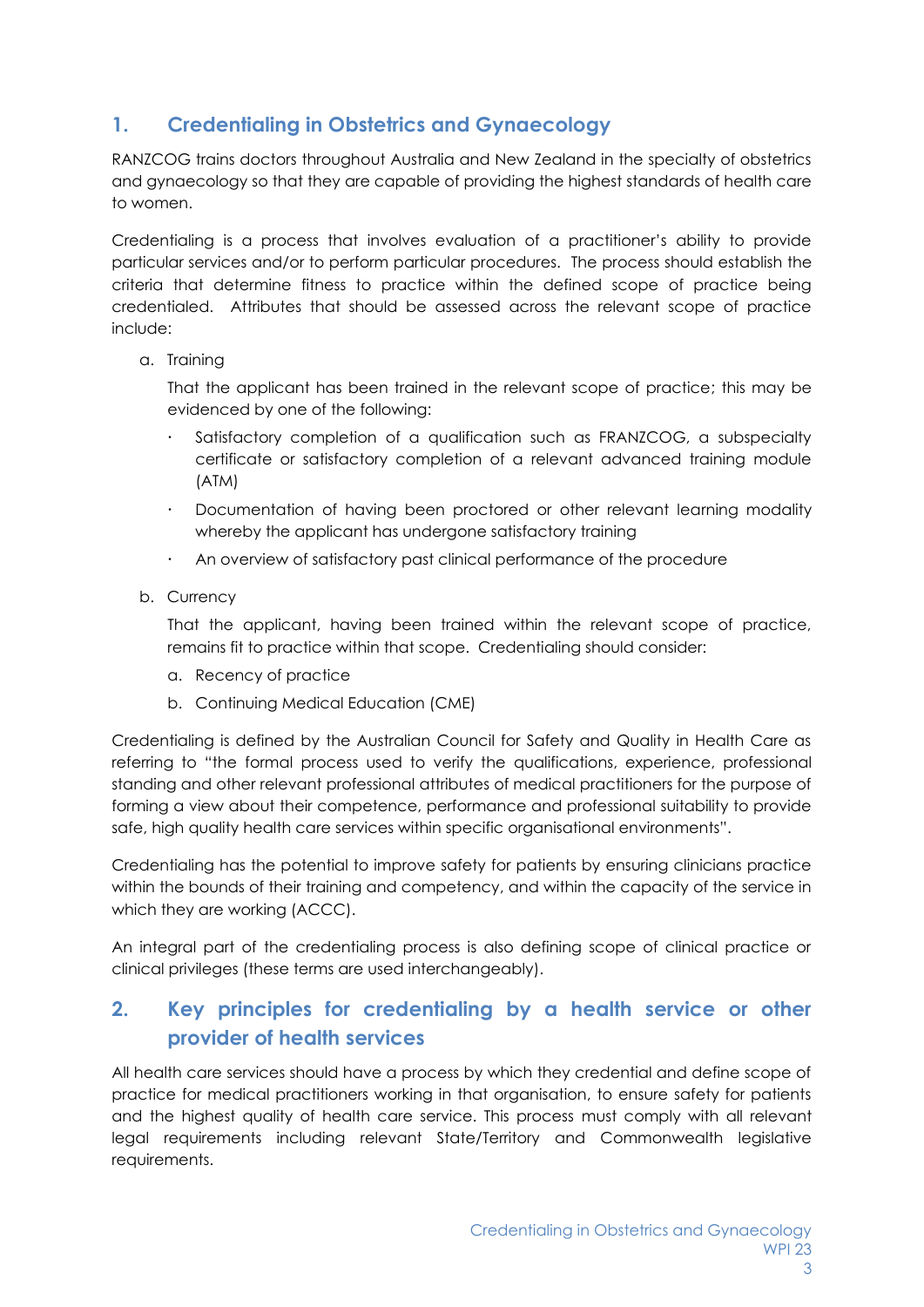## 1. Credentialing in Obstetrics and Gynaecology

RANZCOG trains doctors throughout Australia and New Zealand in the specialty of obstetrics and gynaecology so that they are capable of providing the highest standards of health care to women.

Credentialing is a process that involves evaluation of a practitioner's ability to provide particular services and/or to perform particular procedures. The process should establish the criteria that determine fitness to practice within the defined scope of practice being credentialed. Attributes that should be assessed across the relevant scope of practice include:

a. Training

   That the applicant has been trained in the relevant scope of practice; this may be evidenced by one of the following:

   - Satisfactory completion of a qualification such as FRANZCOG, a subspecialty certificate or satisfactory completion of a relevant advanced training module (ATM)
   - Documentation of having been proctored or other relevant learning modality whereby the applicant has undergone satisfactory training
   - An overview of satisfactory past clinical performance of the procedure

b. Currency

   That the applicant, having been trained within the relevant scope of practice, remains fit to practice within that scope. Credentialing should consider:

   a. Recency of practice
   b. Continuing Medical Education (CME)

Credentialing is defined by the Australian Council for Safety and Quality in Health Care as referring to "the formal process used to verify the qualifications, experience, professional standing and other relevant professional attributes of medical practitioners for the purpose of forming a view about their competence, performance and professional suitability to provide safe, high quality health care services within specific organisational environments".

Credentialing has the potential to improve safety for patients by ensuring clinicians practice within the bounds of their training and competency, and within the capacity of the service in which they are working (ACCC).

An integral part of the credentialing process is also defining scope of clinical practice or clinical privileges (these terms are used interchangeably).

## 2. Key principles for credentialing by a health service or other provider of health services

All health care services should have a process by which they credential and define scope of practice for medical practitioners working in that organisation, to ensure safety for patients and the highest quality of health care service. This process must comply with all relevant legal requirements including relevant State/Territory and Commonwealth legislative requirements.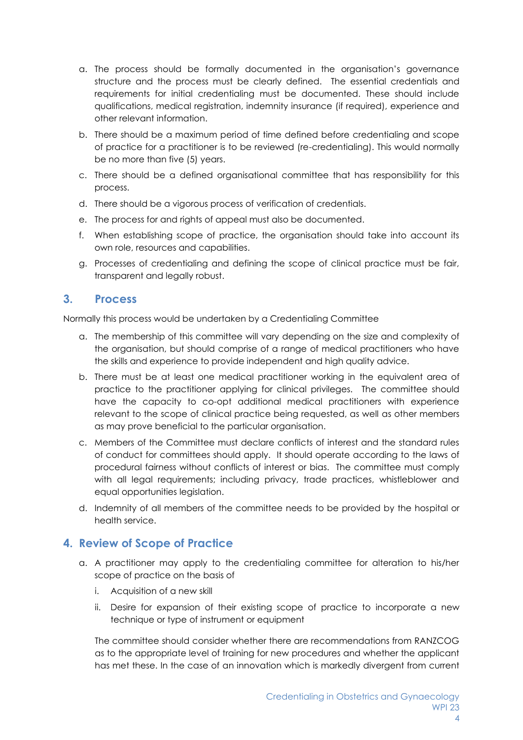a. The process should be formally documented in the organisation's governance structure and the process must be clearly defined. The essential credentials and requirements for initial credentialing must be documented. These should include qualifications, medical registration, indemnity insurance (if required), experience and other relevant information.

b. There should be a maximum period of time defined before credentialing and scope of practice for a practitioner is to be reviewed (re-credentialing). This would normally be no more than five (5) years.

c. There should be a defined organisational committee that has responsibility for this process.

d. There should be a vigorous process of verification of credentials.

e. The process for and rights of appeal must also be documented.

f. When establishing scope of practice, the organisation should take into account its own role, resources and capabilities.

g. Processes of credentialing and defining the scope of clinical practice must be fair, transparent and legally robust.

## 3. Process

Normally this process would be undertaken by a Credentialing Committee

a. The membership of this committee will vary depending on the size and complexity of the organisation, but should comprise of a range of medical practitioners who have the skills and experience to provide independent and high quality advice.

b. There must be at least one medical practitioner working in the equivalent area of practice to the practitioner applying for clinical privileges. The committee should have the capacity to co-opt additional medical practitioners with experience relevant to the scope of clinical practice being requested, as well as other members as may prove beneficial to the particular organisation.

c. Members of the Committee must declare conflicts of interest and the standard rules of conduct for committees should apply. It should operate according to the laws of procedural fairness without conflicts of interest or bias. The committee must comply with all legal requirements; including privacy, trade practices, whistleblower and equal opportunities legislation.

d. Indemnity of all members of the committee needs to be provided by the hospital or health service.

## 4. Review of Scope of Practice

a. A practitioner may apply to the credentialing committee for alteration to his/her scope of practice on the basis of

   i. Acquisition of a new skill

   ii. Desire for expansion of their existing scope of practice to incorporate a new technique or type of instrument or equipment

   The committee should consider whether there are recommendations from RANZCOG as to the appropriate level of training for new procedures and whether the applicant has met these. In the case of an innovation which is markedly divergent from current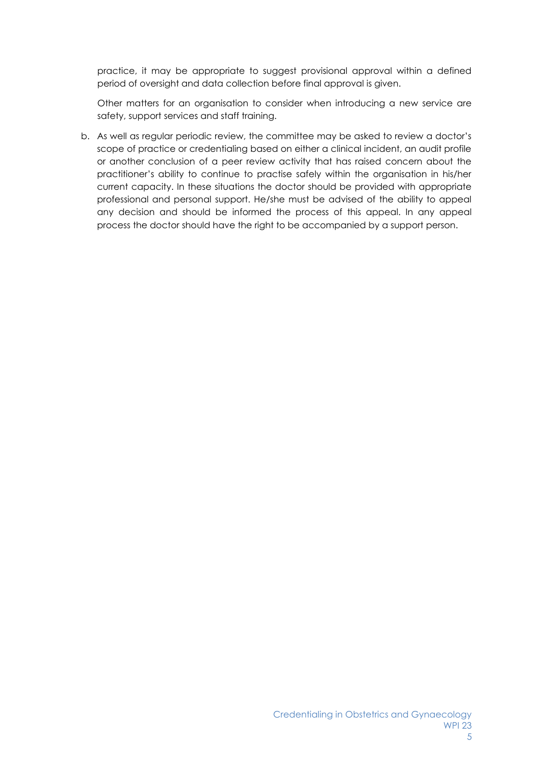practice, it may be appropriate to suggest provisional approval within a defined period of oversight and data collection before final approval is given.

Other matters for an organisation to consider when introducing a new service are safety, support services and staff training.

b. As well as regular periodic review, the committee may be asked to review a doctor's scope of practice or credentialing based on either a clinical incident, an audit profile or another conclusion of a peer review activity that has raised concern about the practitioner's ability to continue to practise safely within the organisation in his/her current capacity. In these situations the doctor should be provided with appropriate professional and personal support. He/she must be advised of the ability to appeal any decision and should be informed the process of this appeal. In any appeal process the doctor should have the right to be accompanied by a support person.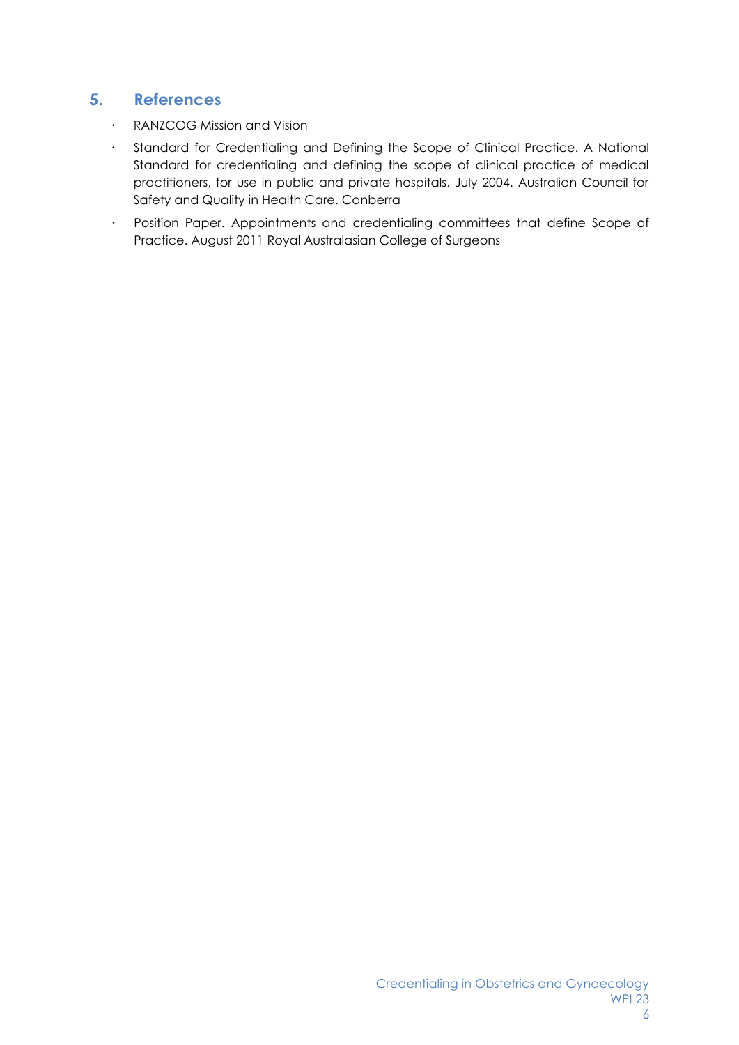## 5. References

- RANZCOG Mission and Vision
- Standard for Credentialing and Defining the Scope of Clinical Practice. A National Standard for credentialing and defining the scope of clinical practice of medical practitioners, for use in public and private hospitals. July 2004. Australian Council for Safety and Quality in Health Care. Canberra
- Position Paper. Appointments and credentialing committees that define Scope of Practice. August 2011 Royal Australasian College of Surgeons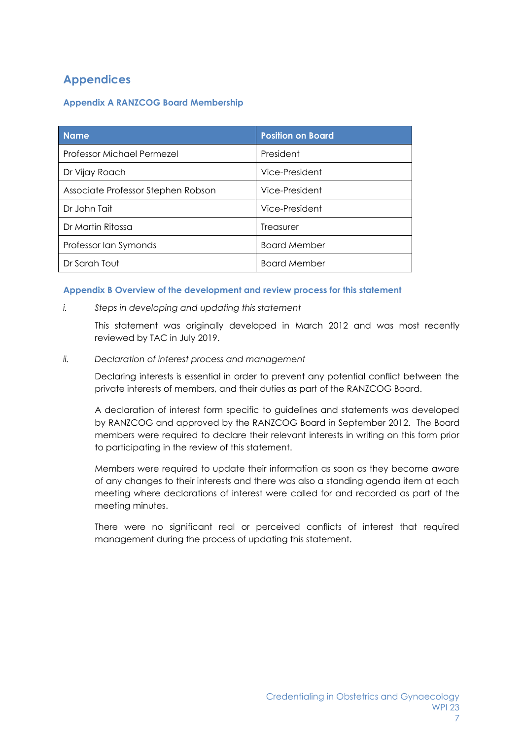# Appendices

## Appendix A RANZCOG Board Membership

| Name | Position on Board |
| --- | --- |
| Professor Michael Permezel | President |
| Dr Vijay Roach | Vice-President |
| Associate Professor Stephen Robson | Vice-President |
| Dr John Tait | Vice-President |
| Dr Martin Ritossa | Treasurer |
| Professor Ian Symonds | Board Member |
| Dr Sarah Tout | Board Member |

## Appendix B Overview of the development and review process for this statement

i. *Steps in developing and updating this statement*

This statement was originally developed in March 2012 and was most recently reviewed by TAC in July 2019.

ii. *Declaration of interest process and management*

Declaring interests is essential in order to prevent any potential conflict between the private interests of members, and their duties as part of the RANZCOG Board.

A declaration of interest form specific to guidelines and statements was developed by RANZCOG and approved by the RANZCOG Board in September 2012. The Board members were required to declare their relevant interests in writing on this form prior to participating in the review of this statement.

Members were required to update their information as soon as they become aware of any changes to their interests and there was also a standing agenda item at each meeting where declarations of interest were called for and recorded as part of the meeting minutes.

There were no significant real or perceived conflicts of interest that required management during the process of updating this statement.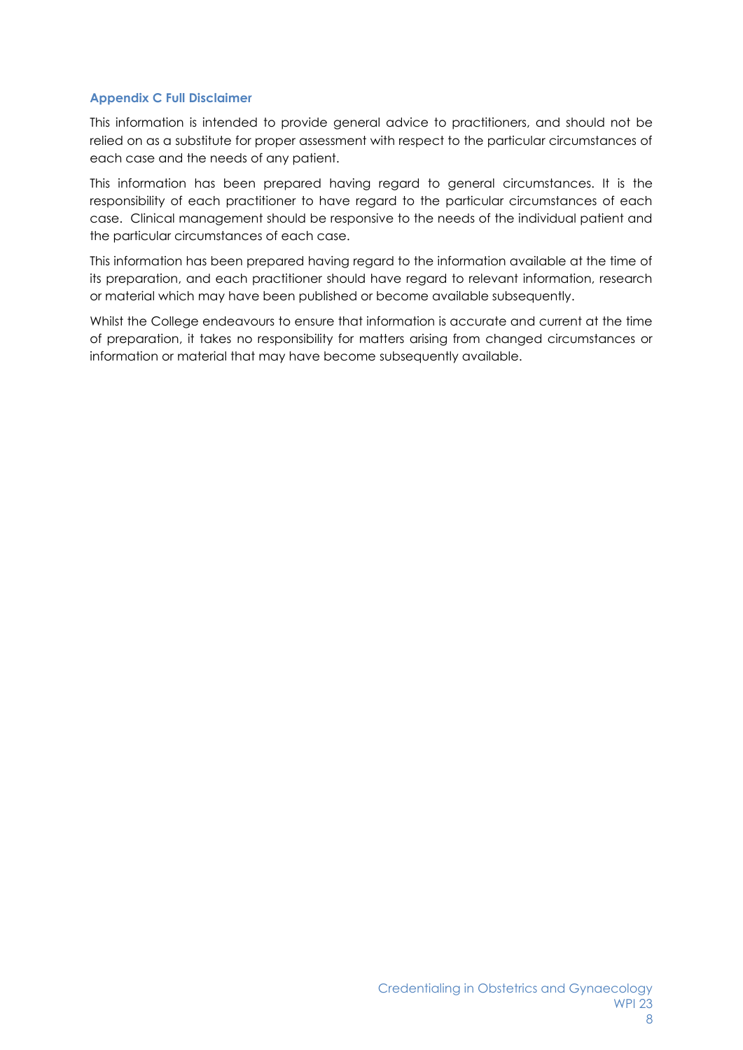### Appendix C Full Disclaimer

This information is intended to provide general advice to practitioners, and should not be relied on as a substitute for proper assessment with respect to the particular circumstances of each case and the needs of any patient.

This information has been prepared having regard to general circumstances. It is the responsibility of each practitioner to have regard to the particular circumstances of each case. Clinical management should be responsive to the needs of the individual patient and the particular circumstances of each case.

This information has been prepared having regard to the information available at the time of its preparation, and each practitioner should have regard to relevant information, research or material which may have been published or become available subsequently.

Whilst the College endeavours to ensure that information is accurate and current at the time of preparation, it takes no responsibility for matters arising from changed circumstances or information or material that may have become subsequently available.